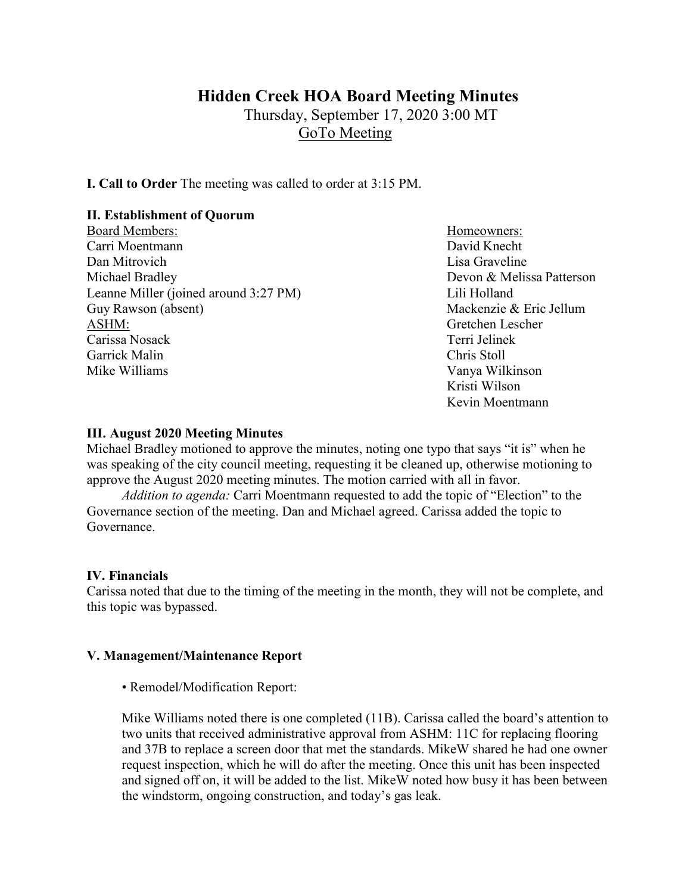# Hidden Creek HOA Board Meeting Minutes

Thursday, September 17, 2020 3:00 MT

GoTo Meeting

**I. Call to Order** The meeting was called to order at 3:15 PM.

**II. Establishment of Quorum**

Board Members:
Carri Moentmann
Dan Mitrovich
Michael Bradley
Leanne Miller (joined around 3:27 PM)
Guy Rawson (absent)

ASHM:
Carissa Nosack
Garrick Malin
Mike Williams

Homeowners:
David Knecht
Lisa Graveline
Devon & Melissa Patterson
Lili Holland
Mackenzie & Eric Jellum
Gretchen Lescher
Terri Jelinek
Chris Stoll
Vanya Wilkinson
Kristi Wilson
Kevin Moentmann

**III. August 2020 Meeting Minutes**

Michael Bradley motioned to approve the minutes, noting one typo that says "it is" when he was speaking of the city council meeting, requesting it be cleaned up, otherwise motioning to approve the August 2020 meeting minutes. The motion carried with all in favor.

*Addition to agenda:* Carri Moentmann requested to add the topic of "Election" to the Governance section of the meeting. Dan and Michael agreed. Carissa added the topic to Governance.

**IV. Financials**

Carissa noted that due to the timing of the meeting in the month, they will not be complete, and this topic was bypassed.

**V. Management/Maintenance Report**

- Remodel/Modification Report:

Mike Williams noted there is one completed (11B). Carissa called the board's attention to two units that received administrative approval from ASHM: 11C for replacing flooring and 37B to replace a screen door that met the standards. MikeW shared he had one owner request inspection, which he will do after the meeting. Once this unit has been inspected and signed off on, it will be added to the list. MikeW noted how busy it has been between the windstorm, ongoing construction, and today's gas leak.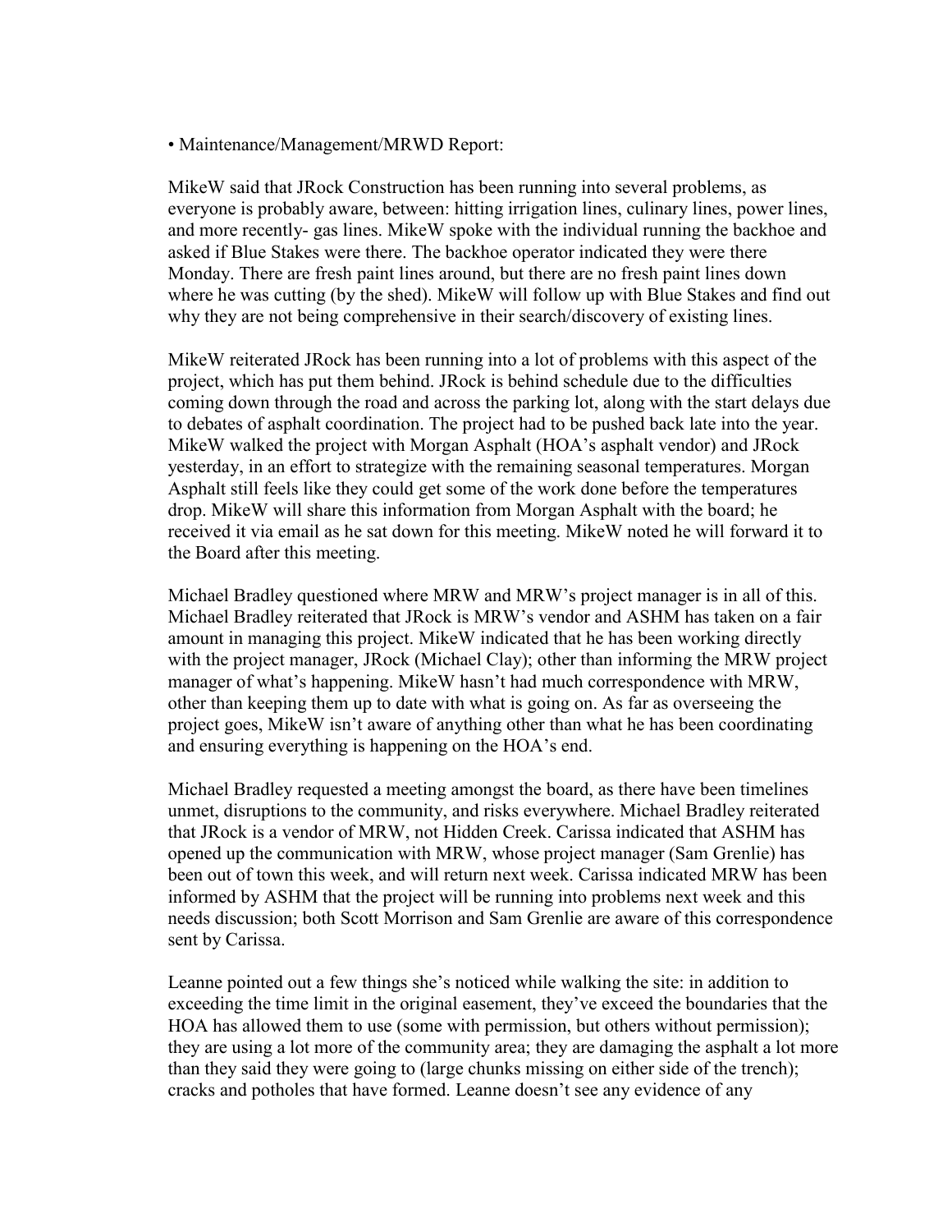• Maintenance/Management/MRWD Report:

MikeW said that JRock Construction has been running into several problems, as everyone is probably aware, between: hitting irrigation lines, culinary lines, power lines, and more recently- gas lines. MikeW spoke with the individual running the backhoe and asked if Blue Stakes were there. The backhoe operator indicated they were there Monday. There are fresh paint lines around, but there are no fresh paint lines down where he was cutting (by the shed). MikeW will follow up with Blue Stakes and find out why they are not being comprehensive in their search/discovery of existing lines.

MikeW reiterated JRock has been running into a lot of problems with this aspect of the project, which has put them behind. JRock is behind schedule due to the difficulties coming down through the road and across the parking lot, along with the start delays due to debates of asphalt coordination. The project had to be pushed back late into the year. MikeW walked the project with Morgan Asphalt (HOA's asphalt vendor) and JRock yesterday, in an effort to strategize with the remaining seasonal temperatures. Morgan Asphalt still feels like they could get some of the work done before the temperatures drop. MikeW will share this information from Morgan Asphalt with the board; he received it via email as he sat down for this meeting. MikeW noted he will forward it to the Board after this meeting.

Michael Bradley questioned where MRW and MRW's project manager is in all of this. Michael Bradley reiterated that JRock is MRW's vendor and ASHM has taken on a fair amount in managing this project. MikeW indicated that he has been working directly with the project manager, JRock (Michael Clay); other than informing the MRW project manager of what's happening. MikeW hasn't had much correspondence with MRW, other than keeping them up to date with what is going on. As far as overseeing the project goes, MikeW isn't aware of anything other than what he has been coordinating and ensuring everything is happening on the HOA's end.

Michael Bradley requested a meeting amongst the board, as there have been timelines unmet, disruptions to the community, and risks everywhere. Michael Bradley reiterated that JRock is a vendor of MRW, not Hidden Creek. Carissa indicated that ASHM has opened up the communication with MRW, whose project manager (Sam Grenlie) has been out of town this week, and will return next week. Carissa indicated MRW has been informed by ASHM that the project will be running into problems next week and this needs discussion; both Scott Morrison and Sam Grenlie are aware of this correspondence sent by Carissa.

Leanne pointed out a few things she's noticed while walking the site: in addition to exceeding the time limit in the original easement, they've exceed the boundaries that the HOA has allowed them to use (some with permission, but others without permission); they are using a lot more of the community area; they are damaging the asphalt a lot more than they said they were going to (large chunks missing on either side of the trench); cracks and potholes that have formed. Leanne doesn't see any evidence of any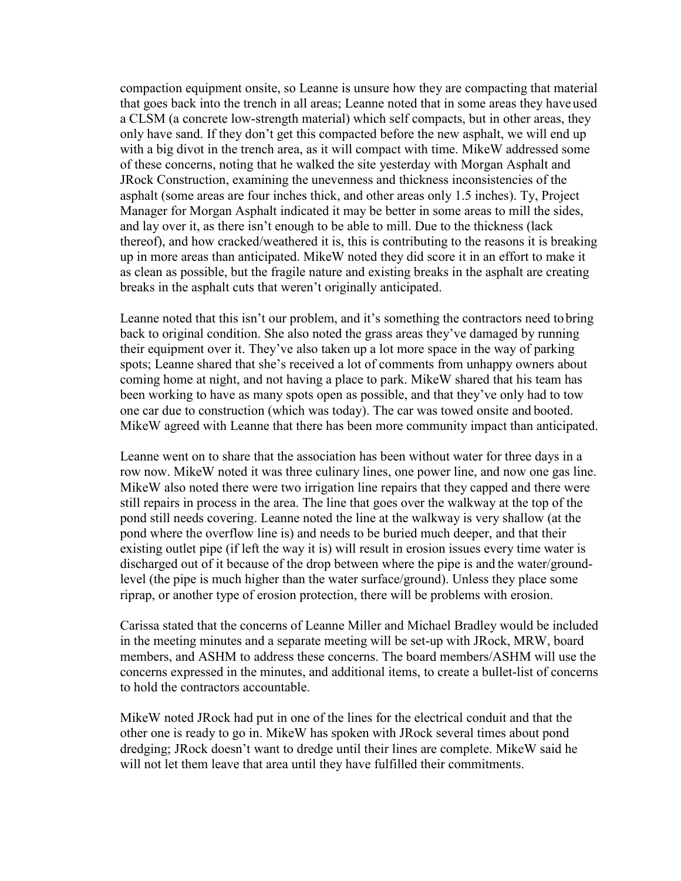compaction equipment onsite, so Leanne is unsure how they are compacting that material that goes back into the trench in all areas; Leanne noted that in some areas they have used a CLSM (a concrete low-strength material) which self compacts, but in other areas, they only have sand. If they don't get this compacted before the new asphalt, we will end up with a big divot in the trench area, as it will compact with time. MikeW addressed some of these concerns, noting that he walked the site yesterday with Morgan Asphalt and JRock Construction, examining the unevenness and thickness inconsistencies of the asphalt (some areas are four inches thick, and other areas only 1.5 inches). Ty, Project Manager for Morgan Asphalt indicated it may be better in some areas to mill the sides, and lay over it, as there isn't enough to be able to mill. Due to the thickness (lack thereof), and how cracked/weathered it is, this is contributing to the reasons it is breaking up in more areas than anticipated. MikeW noted they did score it in an effort to make it as clean as possible, but the fragile nature and existing breaks in the asphalt are creating breaks in the asphalt cuts that weren't originally anticipated.

Leanne noted that this isn't our problem, and it's something the contractors need to bring back to original condition. She also noted the grass areas they've damaged by running their equipment over it. They've also taken up a lot more space in the way of parking spots; Leanne shared that she's received a lot of comments from unhappy owners about coming home at night, and not having a place to park. MikeW shared that his team has been working to have as many spots open as possible, and that they've only had to tow one car due to construction (which was today). The car was towed onsite and booted. MikeW agreed with Leanne that there has been more community impact than anticipated.

Leanne went on to share that the association has been without water for three days in a row now. MikeW noted it was three culinary lines, one power line, and now one gas line. MikeW also noted there were two irrigation line repairs that they capped and there were still repairs in process in the area. The line that goes over the walkway at the top of the pond still needs covering. Leanne noted the line at the walkway is very shallow (at the pond where the overflow line is) and needs to be buried much deeper, and that their existing outlet pipe (if left the way it is) will result in erosion issues every time water is discharged out of it because of the drop between where the pipe is and the water/ground-level (the pipe is much higher than the water surface/ground). Unless they place some riprap, or another type of erosion protection, there will be problems with erosion.

Carissa stated that the concerns of Leanne Miller and Michael Bradley would be included in the meeting minutes and a separate meeting will be set-up with JRock, MRW, board members, and ASHM to address these concerns. The board members/ASHM will use the concerns expressed in the minutes, and additional items, to create a bullet-list of concerns to hold the contractors accountable.

MikeW noted JRock had put in one of the lines for the electrical conduit and that the other one is ready to go in. MikeW has spoken with JRock several times about pond dredging; JRock doesn't want to dredge until their lines are complete. MikeW said he will not let them leave that area until they have fulfilled their commitments.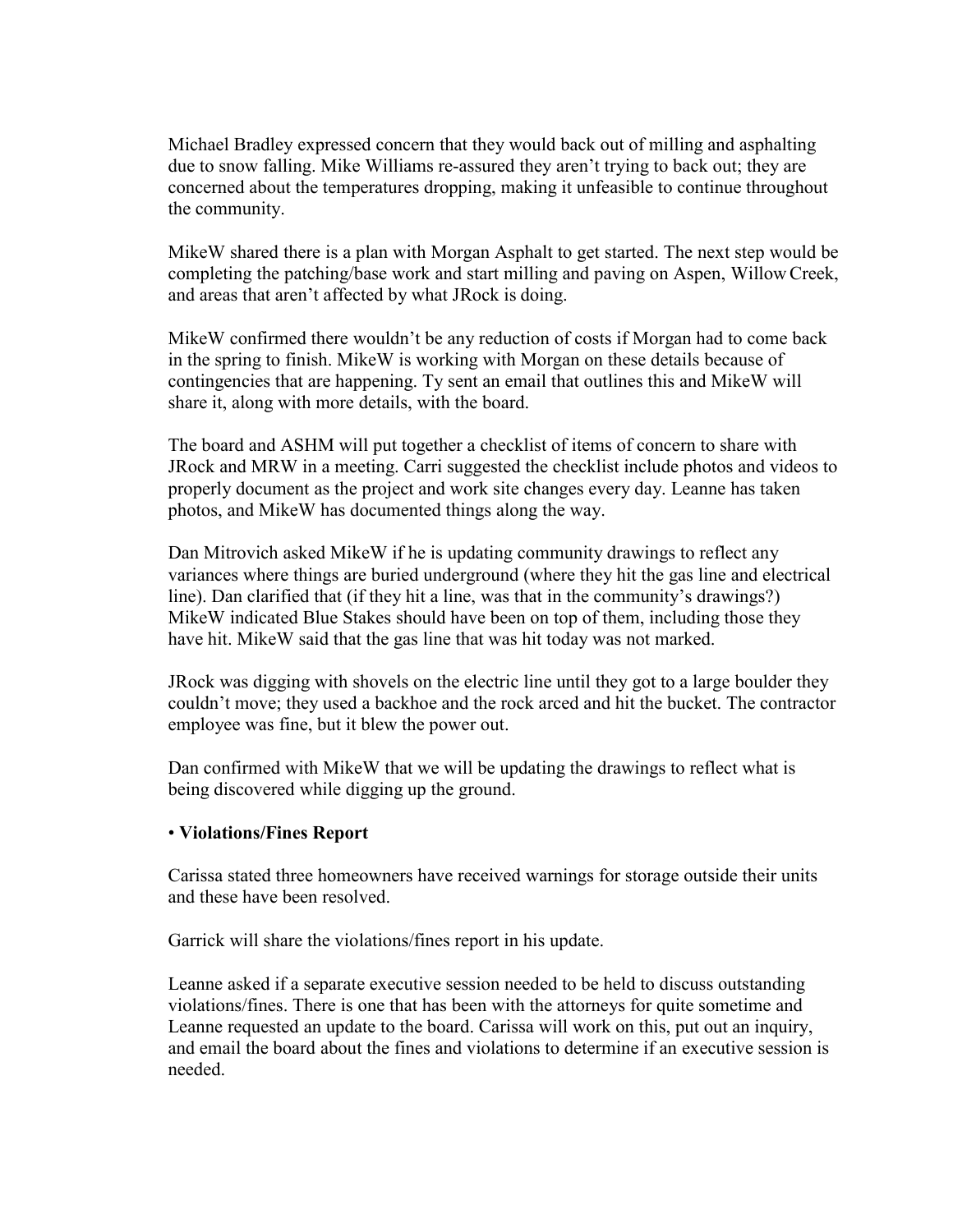Michael Bradley expressed concern that they would back out of milling and asphalting due to snow falling. Mike Williams re-assured they aren't trying to back out; they are concerned about the temperatures dropping, making it unfeasible to continue throughout the community.

MikeW shared there is a plan with Morgan Asphalt to get started. The next step would be completing the patching/base work and start milling and paving on Aspen, Willow Creek, and areas that aren't affected by what JRock is doing.

MikeW confirmed there wouldn't be any reduction of costs if Morgan had to come back in the spring to finish. MikeW is working with Morgan on these details because of contingencies that are happening. Ty sent an email that outlines this and MikeW will share it, along with more details, with the board.

The board and ASHM will put together a checklist of items of concern to share with JRock and MRW in a meeting. Carri suggested the checklist include photos and videos to properly document as the project and work site changes every day. Leanne has taken photos, and MikeW has documented things along the way.

Dan Mitrovich asked MikeW if he is updating community drawings to reflect any variances where things are buried underground (where they hit the gas line and electrical line). Dan clarified that (if they hit a line, was that in the community's drawings?) MikeW indicated Blue Stakes should have been on top of them, including those they have hit. MikeW said that the gas line that was hit today was not marked.

JRock was digging with shovels on the electric line until they got to a large boulder they couldn't move; they used a backhoe and the rock arced and hit the bucket. The contractor employee was fine, but it blew the power out.

Dan confirmed with MikeW that we will be updating the drawings to reflect what is being discovered while digging up the ground.

- **Violations/Fines Report**

Carissa stated three homeowners have received warnings for storage outside their units and these have been resolved.

Garrick will share the violations/fines report in his update.

Leanne asked if a separate executive session needed to be held to discuss outstanding violations/fines. There is one that has been with the attorneys for quite sometime and Leanne requested an update to the board. Carissa will work on this, put out an inquiry, and email the board about the fines and violations to determine if an executive session is needed.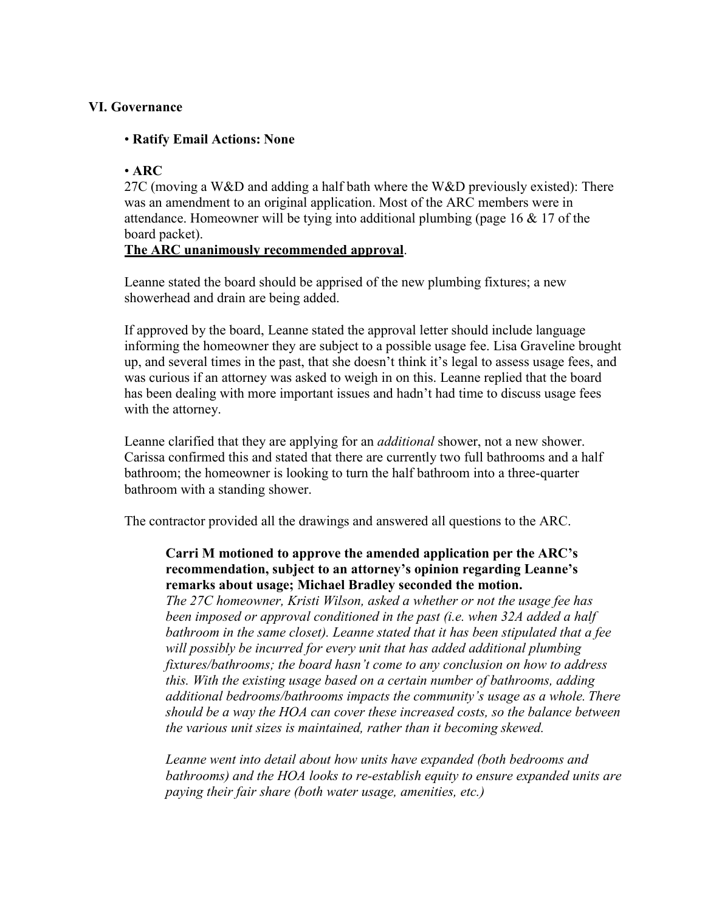### VI. Governance

• **Ratify Email Actions: None**

• **ARC**

27C (moving a W&D and adding a half bath where the W&D previously existed): There was an amendment to an original application. Most of the ARC members were in attendance. Homeowner will be tying into additional plumbing (page 16 & 17 of the board packet).

<u>**The ARC unanimously recommended approval**</u>.

Leanne stated the board should be apprised of the new plumbing fixtures; a new showerhead and drain are being added.

If approved by the board, Leanne stated the approval letter should include language informing the homeowner they are subject to a possible usage fee. Lisa Graveline brought up, and several times in the past, that she doesn't think it's legal to assess usage fees, and was curious if an attorney was asked to weigh in on this. Leanne replied that the board has been dealing with more important issues and hadn't had time to discuss usage fees with the attorney.

Leanne clarified that they are applying for an *additional* shower, not a new shower. Carissa confirmed this and stated that there are currently two full bathrooms and a half bathroom; the homeowner is looking to turn the half bathroom into a three-quarter bathroom with a standing shower.

The contractor provided all the drawings and answered all questions to the ARC.

> **Carri M motioned to approve the amended application per the ARC's recommendation, subject to an attorney's opinion regarding Leanne's remarks about usage; Michael Bradley seconded the motion.**
> *The 27C homeowner, Kristi Wilson, asked a whether or not the usage fee has been imposed or approval conditioned in the past (i.e. when 32A added a half bathroom in the same closet). Leanne stated that it has been stipulated that a fee will possibly be incurred for every unit that has added additional plumbing fixtures/bathrooms; the board hasn't come to any conclusion on how to address this. With the existing usage based on a certain number of bathrooms, adding additional bedrooms/bathrooms impacts the community's usage as a whole. There should be a way the HOA can cover these increased costs, so the balance between the various unit sizes is maintained, rather than it becoming skewed.*
>
> *Leanne went into detail about how units have expanded (both bedrooms and bathrooms) and the HOA looks to re-establish equity to ensure expanded units are paying their fair share (both water usage, amenities, etc.)*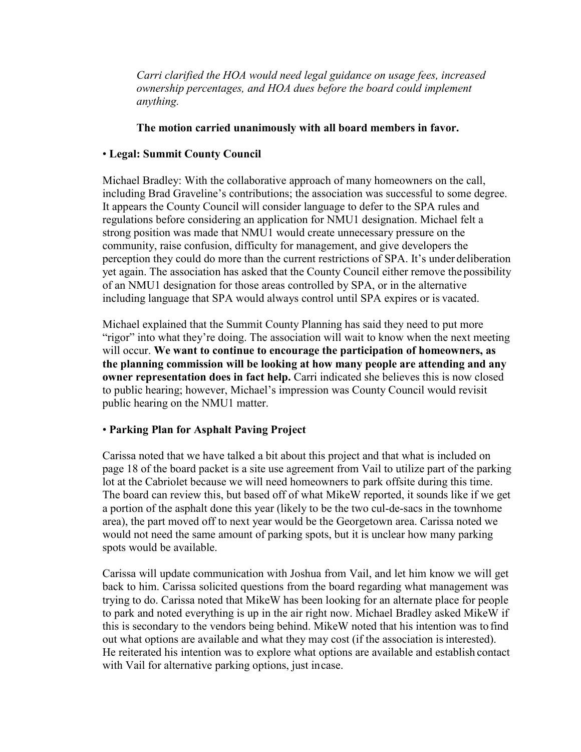*Carri clarified the HOA would need legal guidance on usage fees, increased ownership percentages, and HOA dues before the board could implement anything.*

**The motion carried unanimously with all board members in favor.**

• **Legal: Summit County Council**

Michael Bradley: With the collaborative approach of many homeowners on the call, including Brad Graveline's contributions; the association was successful to some degree. It appears the County Council will consider language to defer to the SPA rules and regulations before considering an application for NMU1 designation. Michael felt a strong position was made that NMU1 would create unnecessary pressure on the community, raise confusion, difficulty for management, and give developers the perception they could do more than the current restrictions of SPA. It's under deliberation yet again. The association has asked that the County Council either remove the possibility of an NMU1 designation for those areas controlled by SPA, or in the alternative including language that SPA would always control until SPA expires or is vacated.

Michael explained that the Summit County Planning has said they need to put more "rigor" into what they're doing. The association will wait to know when the next meeting will occur. **We want to continue to encourage the participation of homeowners, as the planning commission will be looking at how many people are attending and any owner representation does in fact help.** Carri indicated she believes this is now closed to public hearing; however, Michael's impression was County Council would revisit public hearing on the NMU1 matter.

• **Parking Plan for Asphalt Paving Project**

Carissa noted that we have talked a bit about this project and that what is included on page 18 of the board packet is a site use agreement from Vail to utilize part of the parking lot at the Cabriolet because we will need homeowners to park offsite during this time. The board can review this, but based off of what MikeW reported, it sounds like if we get a portion of the asphalt done this year (likely to be the two cul-de-sacs in the townhome area), the part moved off to next year would be the Georgetown area. Carissa noted we would not need the same amount of parking spots, but it is unclear how many parking spots would be available.

Carissa will update communication with Joshua from Vail, and let him know we will get back to him. Carissa solicited questions from the board regarding what management was trying to do. Carissa noted that MikeW has been looking for an alternate place for people to park and noted everything is up in the air right now. Michael Bradley asked MikeW if this is secondary to the vendors being behind. MikeW noted that his intention was to find out what options are available and what they may cost (if the association is interested). He reiterated his intention was to explore what options are available and establish contact with Vail for alternative parking options, just in case.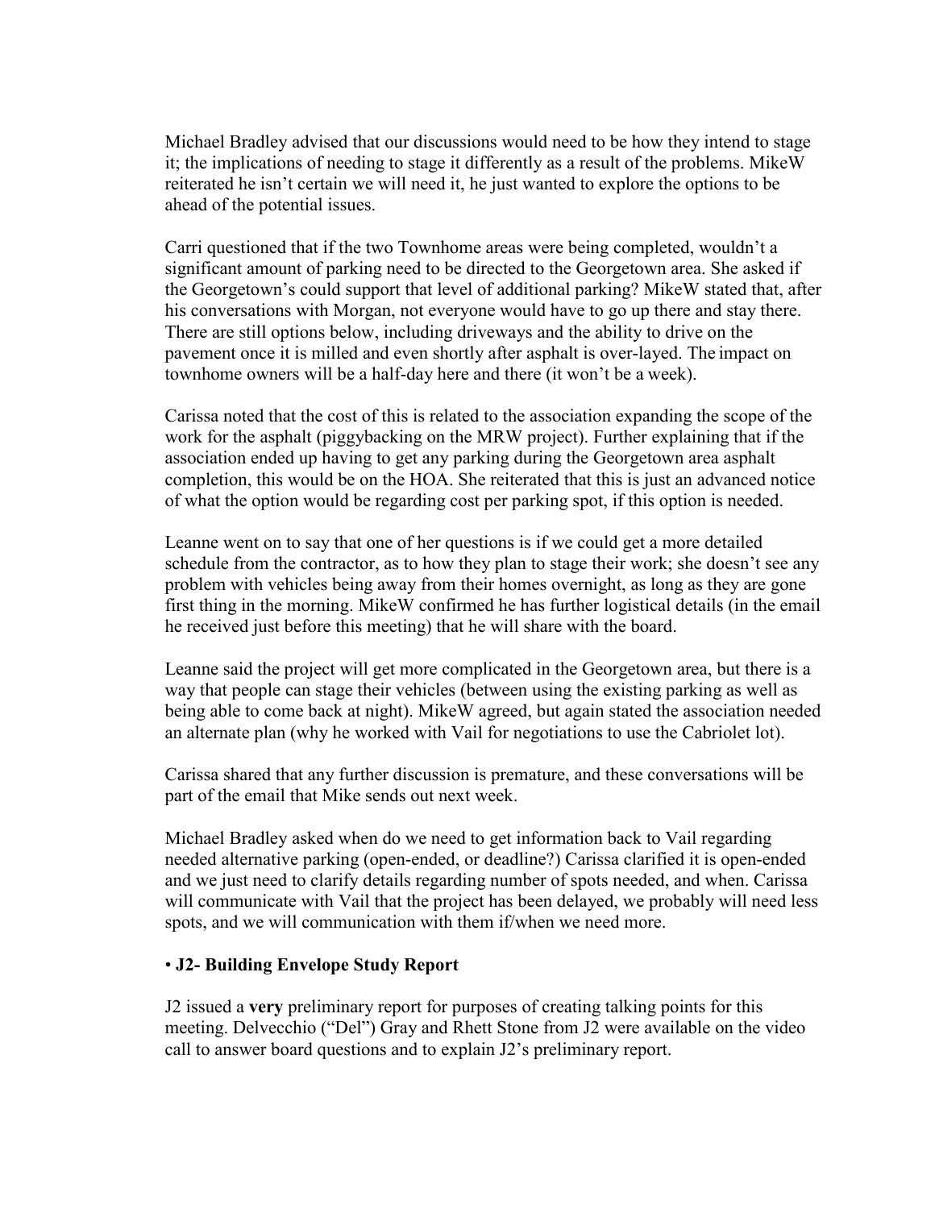Michael Bradley advised that our discussions would need to be how they intend to stage it; the implications of needing to stage it differently as a result of the problems. MikeW reiterated he isn't certain we will need it, he just wanted to explore the options to be ahead of the potential issues.

Carri questioned that if the two Townhome areas were being completed, wouldn't a significant amount of parking need to be directed to the Georgetown area. She asked if the Georgetown's could support that level of additional parking? MikeW stated that, after his conversations with Morgan, not everyone would have to go up there and stay there. There are still options below, including driveways and the ability to drive on the pavement once it is milled and even shortly after asphalt is over-layed. The impact on townhome owners will be a half-day here and there (it won't be a week).

Carissa noted that the cost of this is related to the association expanding the scope of the work for the asphalt (piggybacking on the MRW project). Further explaining that if the association ended up having to get any parking during the Georgetown area asphalt completion, this would be on the HOA. She reiterated that this is just an advanced notice of what the option would be regarding cost per parking spot, if this option is needed.

Leanne went on to say that one of her questions is if we could get a more detailed schedule from the contractor, as to how they plan to stage their work; she doesn't see any problem with vehicles being away from their homes overnight, as long as they are gone first thing in the morning. MikeW confirmed he has further logistical details (in the email he received just before this meeting) that he will share with the board.

Leanne said the project will get more complicated in the Georgetown area, but there is a way that people can stage their vehicles (between using the existing parking as well as being able to come back at night). MikeW agreed, but again stated the association needed an alternate plan (why he worked with Vail for negotiations to use the Cabriolet lot).

Carissa shared that any further discussion is premature, and these conversations will be part of the email that Mike sends out next week.

Michael Bradley asked when do we need to get information back to Vail regarding needed alternative parking (open-ended, or deadline?) Carissa clarified it is open-ended and we just need to clarify details regarding number of spots needed, and when. Carissa will communicate with Vail that the project has been delayed, we probably will need less spots, and we will communication with them if/when we need more.

• **J2- Building Envelope Study Report**

J2 issued a **very** preliminary report for purposes of creating talking points for this meeting. Delvecchio ("Del") Gray and Rhett Stone from J2 were available on the video call to answer board questions and to explain J2's preliminary report.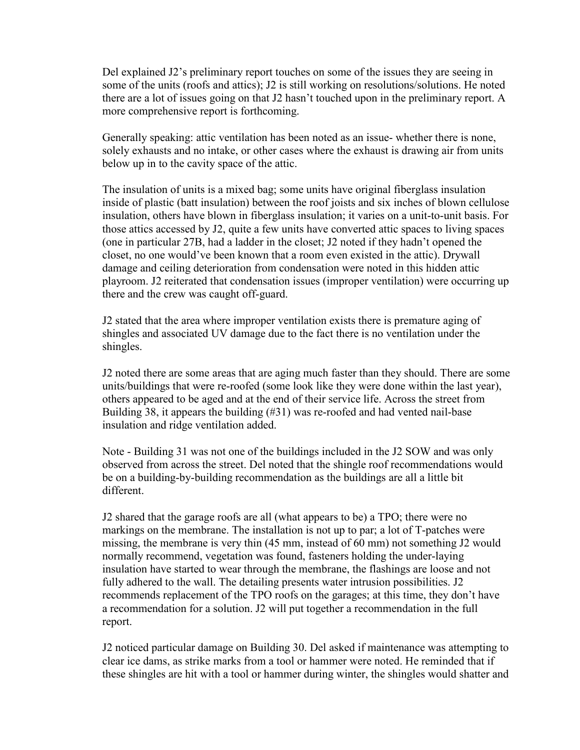Del explained J2's preliminary report touches on some of the issues they are seeing in some of the units (roofs and attics); J2 is still working on resolutions/solutions. He noted there are a lot of issues going on that J2 hasn't touched upon in the preliminary report. A more comprehensive report is forthcoming.

Generally speaking: attic ventilation has been noted as an issue- whether there is none, solely exhausts and no intake, or other cases where the exhaust is drawing air from units below up in to the cavity space of the attic.

The insulation of units is a mixed bag; some units have original fiberglass insulation inside of plastic (batt insulation) between the roof joists and six inches of blown cellulose insulation, others have blown in fiberglass insulation; it varies on a unit-to-unit basis. For those attics accessed by J2, quite a few units have converted attic spaces to living spaces (one in particular 27B, had a ladder in the closet; J2 noted if they hadn't opened the closet, no one would've been known that a room even existed in the attic). Drywall damage and ceiling deterioration from condensation were noted in this hidden attic playroom. J2 reiterated that condensation issues (improper ventilation) were occurring up there and the crew was caught off-guard.

J2 stated that the area where improper ventilation exists there is premature aging of shingles and associated UV damage due to the fact there is no ventilation under the shingles.

J2 noted there are some areas that are aging much faster than they should. There are some units/buildings that were re-roofed (some look like they were done within the last year), others appeared to be aged and at the end of their service life. Across the street from Building 38, it appears the building (#31) was re-roofed and had vented nail-base insulation and ridge ventilation added.

Note - Building 31 was not one of the buildings included in the J2 SOW and was only observed from across the street. Del noted that the shingle roof recommendations would be on a building-by-building recommendation as the buildings are all a little bit different.

J2 shared that the garage roofs are all (what appears to be) a TPO; there were no markings on the membrane. The installation is not up to par; a lot of T-patches were missing, the membrane is very thin (45 mm, instead of 60 mm) not something J2 would normally recommend, vegetation was found, fasteners holding the under-laying insulation have started to wear through the membrane, the flashings are loose and not fully adhered to the wall. The detailing presents water intrusion possibilities. J2 recommends replacement of the TPO roofs on the garages; at this time, they don't have a recommendation for a solution. J2 will put together a recommendation in the full report.

J2 noticed particular damage on Building 30. Del asked if maintenance was attempting to clear ice dams, as strike marks from a tool or hammer were noted. He reminded that if these shingles are hit with a tool or hammer during winter, the shingles would shatter and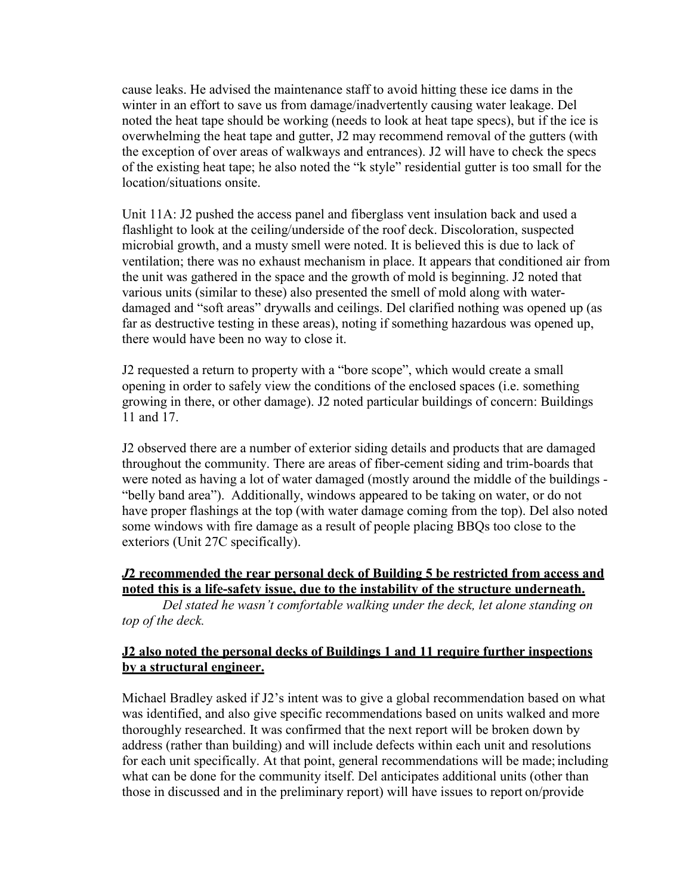cause leaks. He advised the maintenance staff to avoid hitting these ice dams in the winter in an effort to save us from damage/inadvertently causing water leakage. Del noted the heat tape should be working (needs to look at heat tape specs), but if the ice is overwhelming the heat tape and gutter, J2 may recommend removal of the gutters (with the exception of over areas of walkways and entrances). J2 will have to check the specs of the existing heat tape; he also noted the "k style" residential gutter is too small for the location/situations onsite.

Unit 11A: J2 pushed the access panel and fiberglass vent insulation back and used a flashlight to look at the ceiling/underside of the roof deck. Discoloration, suspected microbial growth, and a musty smell were noted. It is believed this is due to lack of ventilation; there was no exhaust mechanism in place. It appears that conditioned air from the unit was gathered in the space and the growth of mold is beginning. J2 noted that various units (similar to these) also presented the smell of mold along with water-damaged and "soft areas" drywalls and ceilings. Del clarified nothing was opened up (as far as destructive testing in these areas), noting if something hazardous was opened up, there would have been no way to close it.

J2 requested a return to property with a "bore scope", which would create a small opening in order to safely view the conditions of the enclosed spaces (i.e. something growing in there, or other damage). J2 noted particular buildings of concern: Buildings 11 and 17.

J2 observed there are a number of exterior siding details and products that are damaged throughout the community. There are areas of fiber-cement siding and trim-boards that were noted as having a lot of water damaged (mostly around the middle of the buildings - "belly band area"). Additionally, windows appeared to be taking on water, or do not have proper flashings at the top (with water damage coming from the top). Del also noted some windows with fire damage as a result of people placing BBQs too close to the exteriors (Unit 27C specifically).

**J2 recommended the rear personal deck of Building 5 be restricted from access and noted this is a life-safety issue, due to the instability of the structure underneath.**

*Del stated he wasn't comfortable walking under the deck, let alone standing on top of the deck.*

**J2 also noted the personal decks of Buildings 1 and 11 require further inspections by a structural engineer.**

Michael Bradley asked if J2's intent was to give a global recommendation based on what was identified, and also give specific recommendations based on units walked and more thoroughly researched. It was confirmed that the next report will be broken down by address (rather than building) and will include defects within each unit and resolutions for each unit specifically. At that point, general recommendations will be made; including what can be done for the community itself. Del anticipates additional units (other than those in discussed and in the preliminary report) will have issues to report on/provide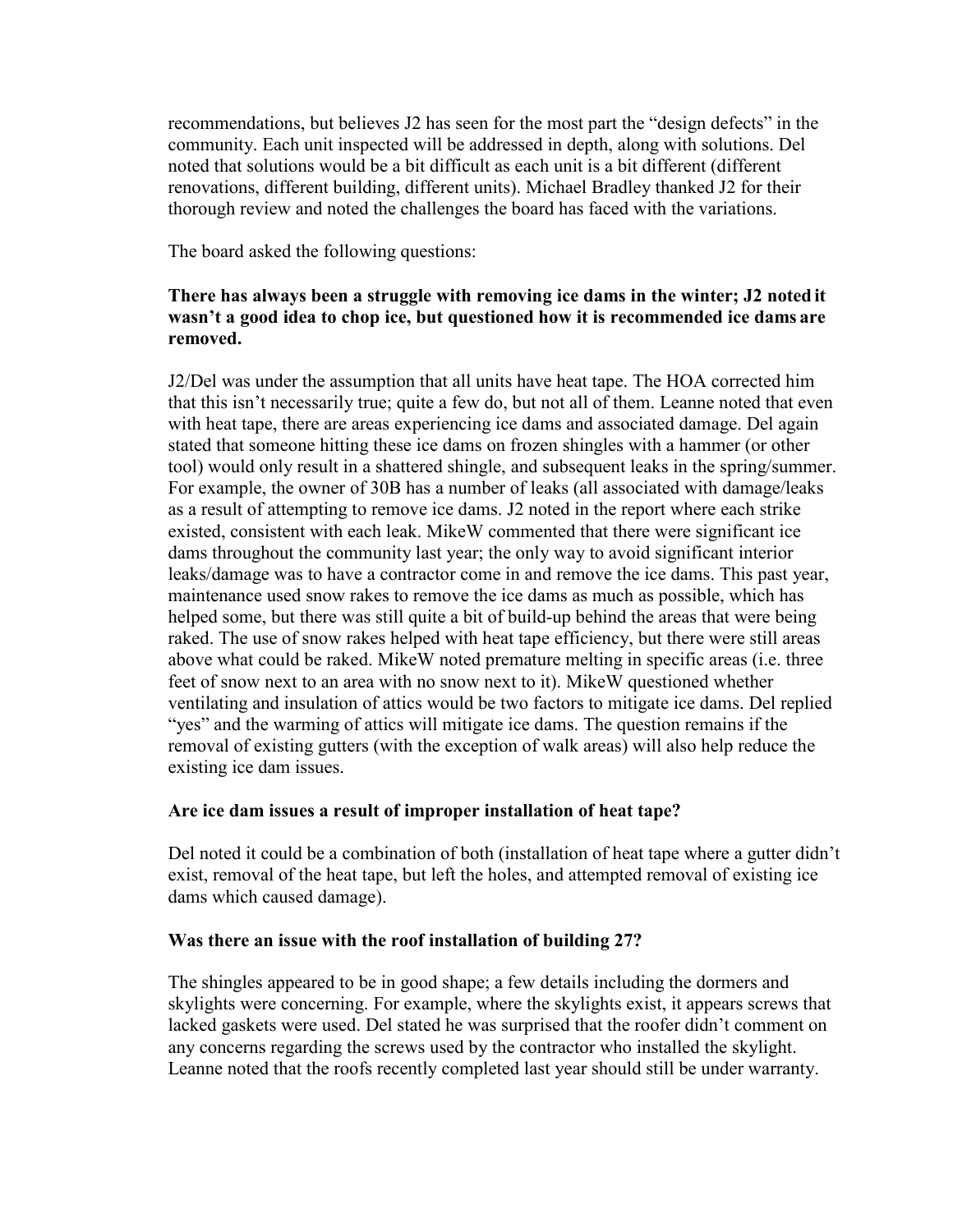recommendations, but believes J2 has seen for the most part the "design defects" in the community. Each unit inspected will be addressed in depth, along with solutions. Del noted that solutions would be a bit difficult as each unit is a bit different (different renovations, different building, different units). Michael Bradley thanked J2 for their thorough review and noted the challenges the board has faced with the variations.

The board asked the following questions:

**There has always been a struggle with removing ice dams in the winter; J2 noted it wasn't a good idea to chop ice, but questioned how it is recommended ice dams are removed.**

J2/Del was under the assumption that all units have heat tape. The HOA corrected him that this isn't necessarily true; quite a few do, but not all of them. Leanne noted that even with heat tape, there are areas experiencing ice dams and associated damage. Del again stated that someone hitting these ice dams on frozen shingles with a hammer (or other tool) would only result in a shattered shingle, and subsequent leaks in the spring/summer. For example, the owner of 30B has a number of leaks (all associated with damage/leaks as a result of attempting to remove ice dams. J2 noted in the report where each strike existed, consistent with each leak. MikeW commented that there were significant ice dams throughout the community last year; the only way to avoid significant interior leaks/damage was to have a contractor come in and remove the ice dams. This past year, maintenance used snow rakes to remove the ice dams as much as possible, which has helped some, but there was still quite a bit of build-up behind the areas that were being raked. The use of snow rakes helped with heat tape efficiency, but there were still areas above what could be raked. MikeW noted premature melting in specific areas (i.e. three feet of snow next to an area with no snow next to it). MikeW questioned whether ventilating and insulation of attics would be two factors to mitigate ice dams. Del replied "yes" and the warming of attics will mitigate ice dams. The question remains if the removal of existing gutters (with the exception of walk areas) will also help reduce the existing ice dam issues.

**Are ice dam issues a result of improper installation of heat tape?**

Del noted it could be a combination of both (installation of heat tape where a gutter didn't exist, removal of the heat tape, but left the holes, and attempted removal of existing ice dams which caused damage).

**Was there an issue with the roof installation of building 27?**

The shingles appeared to be in good shape; a few details including the dormers and skylights were concerning. For example, where the skylights exist, it appears screws that lacked gaskets were used. Del stated he was surprised that the roofer didn't comment on any concerns regarding the screws used by the contractor who installed the skylight. Leanne noted that the roofs recently completed last year should still be under warranty.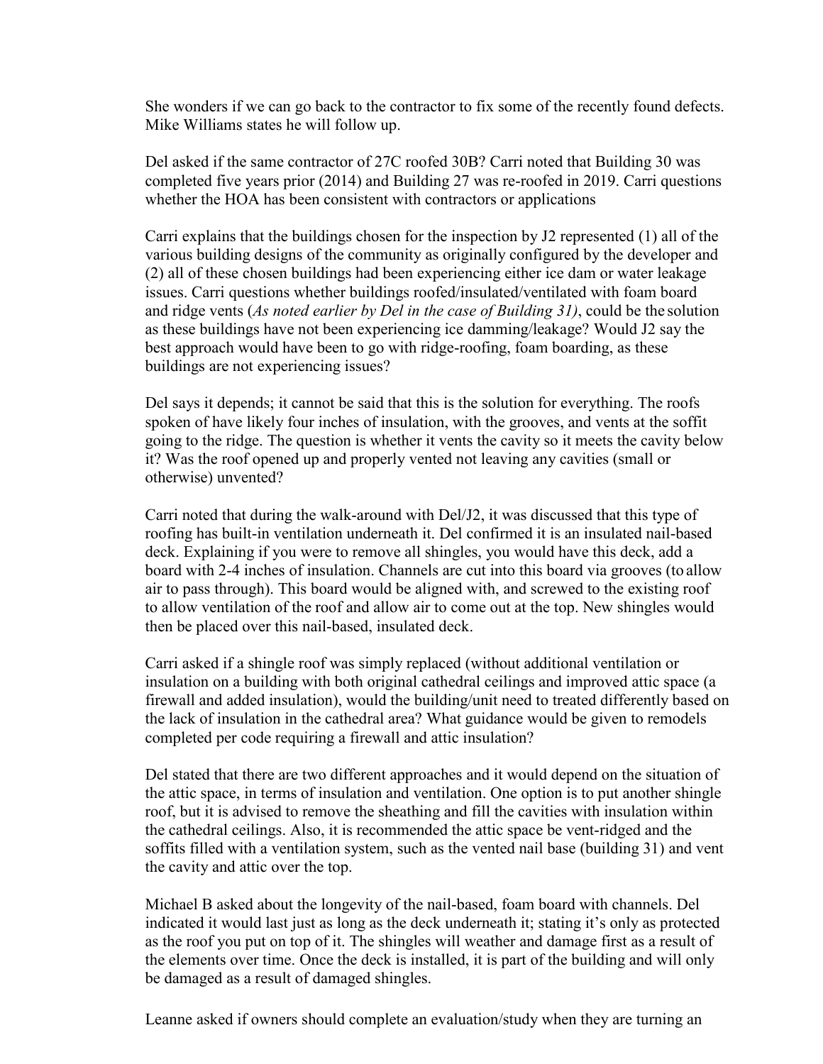She wonders if we can go back to the contractor to fix some of the recently found defects. Mike Williams states he will follow up.

Del asked if the same contractor of 27C roofed 30B? Carri noted that Building 30 was completed five years prior (2014) and Building 27 was re-roofed in 2019. Carri questions whether the HOA has been consistent with contractors or applications

Carri explains that the buildings chosen for the inspection by J2 represented (1) all of the various building designs of the community as originally configured by the developer and (2) all of these chosen buildings had been experiencing either ice dam or water leakage issues. Carri questions whether buildings roofed/insulated/ventilated with foam board and ridge vents (*As noted earlier by Del in the case of Building 31)*, could be the solution as these buildings have not been experiencing ice damming/leakage? Would J2 say the best approach would have been to go with ridge-roofing, foam boarding, as these buildings are not experiencing issues?

Del says it depends; it cannot be said that this is the solution for everything. The roofs spoken of have likely four inches of insulation, with the grooves, and vents at the soffit going to the ridge. The question is whether it vents the cavity so it meets the cavity below it? Was the roof opened up and properly vented not leaving any cavities (small or otherwise) unvented?

Carri noted that during the walk-around with Del/J2, it was discussed that this type of roofing has built-in ventilation underneath it. Del confirmed it is an insulated nail-based deck. Explaining if you were to remove all shingles, you would have this deck, add a board with 2-4 inches of insulation. Channels are cut into this board via grooves (to allow air to pass through). This board would be aligned with, and screwed to the existing roof to allow ventilation of the roof and allow air to come out at the top. New shingles would then be placed over this nail-based, insulated deck.

Carri asked if a shingle roof was simply replaced (without additional ventilation or insulation on a building with both original cathedral ceilings and improved attic space (a firewall and added insulation), would the building/unit need to treated differently based on the lack of insulation in the cathedral area? What guidance would be given to remodels completed per code requiring a firewall and attic insulation?

Del stated that there are two different approaches and it would depend on the situation of the attic space, in terms of insulation and ventilation. One option is to put another shingle roof, but it is advised to remove the sheathing and fill the cavities with insulation within the cathedral ceilings. Also, it is recommended the attic space be vent-ridged and the soffits filled with a ventilation system, such as the vented nail base (building 31) and vent the cavity and attic over the top.

Michael B asked about the longevity of the nail-based, foam board with channels. Del indicated it would last just as long as the deck underneath it; stating it's only as protected as the roof you put on top of it. The shingles will weather and damage first as a result of the elements over time. Once the deck is installed, it is part of the building and will only be damaged as a result of damaged shingles.

Leanne asked if owners should complete an evaluation/study when they are turning an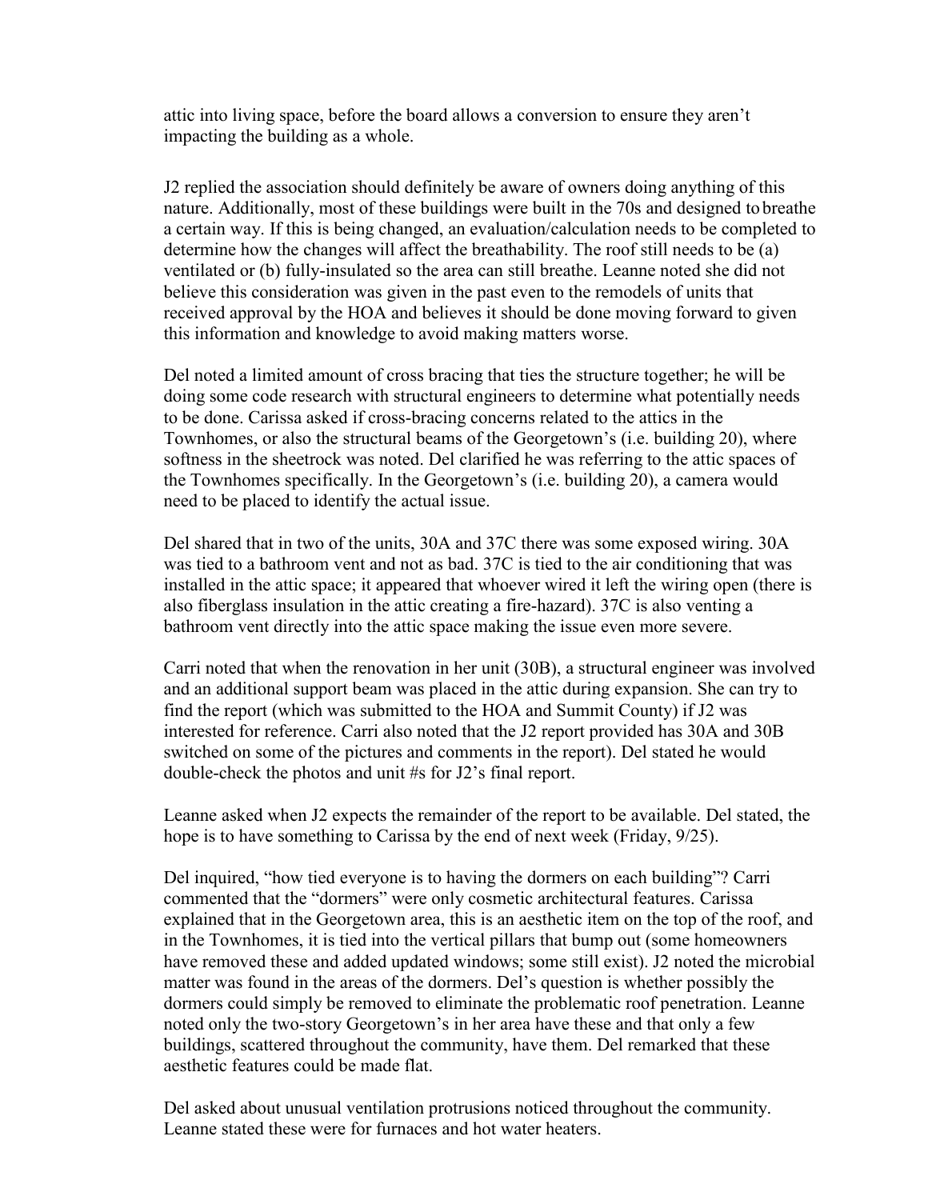attic into living space, before the board allows a conversion to ensure they aren't impacting the building as a whole.

J2 replied the association should definitely be aware of owners doing anything of this nature. Additionally, most of these buildings were built in the 70s and designed to breathe a certain way. If this is being changed, an evaluation/calculation needs to be completed to determine how the changes will affect the breathability. The roof still needs to be (a) ventilated or (b) fully-insulated so the area can still breathe. Leanne noted she did not believe this consideration was given in the past even to the remodels of units that received approval by the HOA and believes it should be done moving forward to given this information and knowledge to avoid making matters worse.

Del noted a limited amount of cross bracing that ties the structure together; he will be doing some code research with structural engineers to determine what potentially needs to be done. Carissa asked if cross-bracing concerns related to the attics in the Townhomes, or also the structural beams of the Georgetown's (i.e. building 20), where softness in the sheetrock was noted. Del clarified he was referring to the attic spaces of the Townhomes specifically. In the Georgetown's (i.e. building 20), a camera would need to be placed to identify the actual issue.

Del shared that in two of the units, 30A and 37C there was some exposed wiring. 30A was tied to a bathroom vent and not as bad. 37C is tied to the air conditioning that was installed in the attic space; it appeared that whoever wired it left the wiring open (there is also fiberglass insulation in the attic creating a fire-hazard). 37C is also venting a bathroom vent directly into the attic space making the issue even more severe.

Carri noted that when the renovation in her unit (30B), a structural engineer was involved and an additional support beam was placed in the attic during expansion. She can try to find the report (which was submitted to the HOA and Summit County) if J2 was interested for reference. Carri also noted that the J2 report provided has 30A and 30B switched on some of the pictures and comments in the report). Del stated he would double-check the photos and unit #s for J2's final report.

Leanne asked when J2 expects the remainder of the report to be available. Del stated, the hope is to have something to Carissa by the end of next week (Friday, 9/25).

Del inquired, "how tied everyone is to having the dormers on each building"? Carri commented that the "dormers" were only cosmetic architectural features. Carissa explained that in the Georgetown area, this is an aesthetic item on the top of the roof, and in the Townhomes, it is tied into the vertical pillars that bump out (some homeowners have removed these and added updated windows; some still exist). J2 noted the microbial matter was found in the areas of the dormers. Del's question is whether possibly the dormers could simply be removed to eliminate the problematic roof penetration. Leanne noted only the two-story Georgetown's in her area have these and that only a few buildings, scattered throughout the community, have them. Del remarked that these aesthetic features could be made flat.

Del asked about unusual ventilation protrusions noticed throughout the community. Leanne stated these were for furnaces and hot water heaters.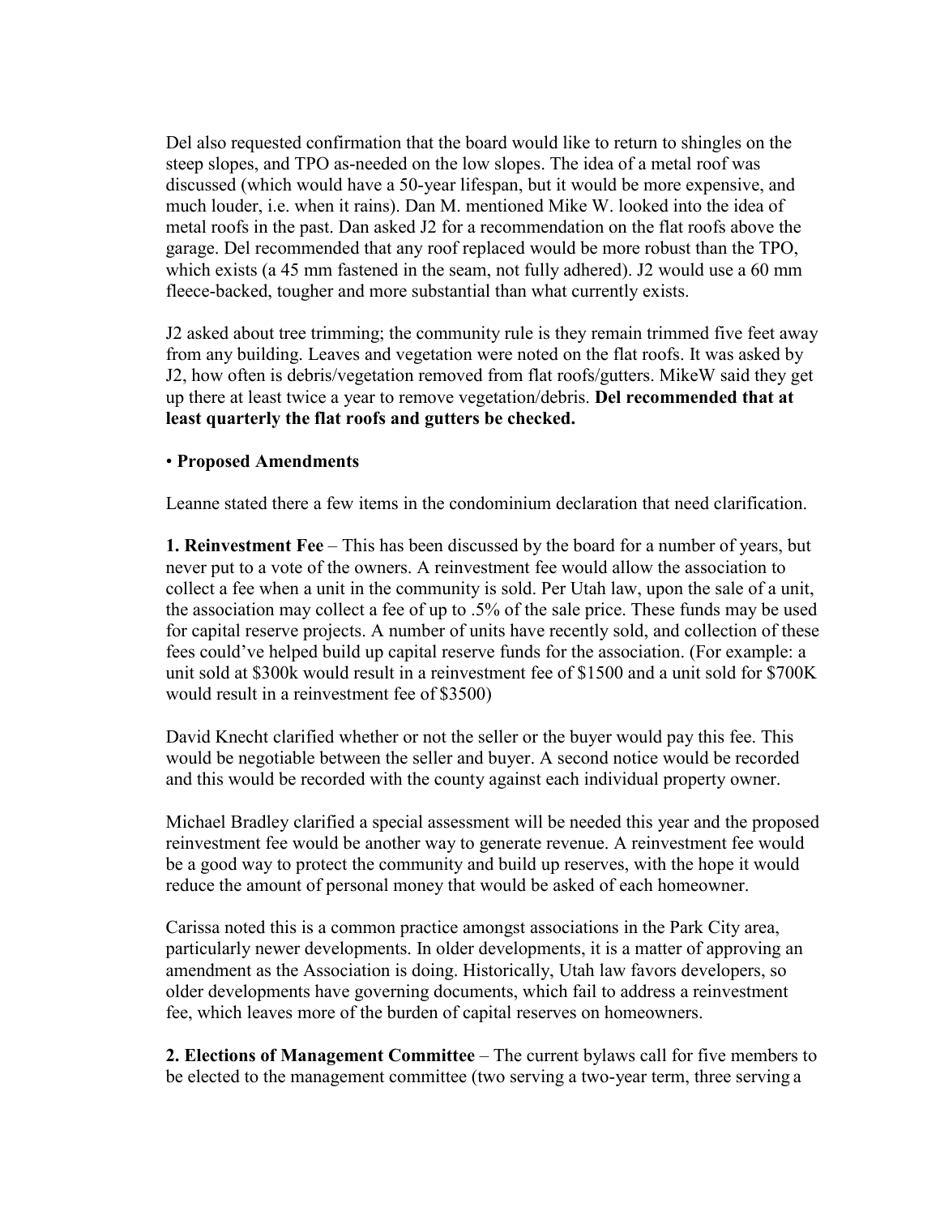Del also requested confirmation that the board would like to return to shingles on the steep slopes, and TPO as-needed on the low slopes. The idea of a metal roof was discussed (which would have a 50-year lifespan, but it would be more expensive, and much louder, i.e. when it rains). Dan M. mentioned Mike W. looked into the idea of metal roofs in the past. Dan asked J2 for a recommendation on the flat roofs above the garage. Del recommended that any roof replaced would be more robust than the TPO, which exists (a 45 mm fastened in the seam, not fully adhered). J2 would use a 60 mm fleece-backed, tougher and more substantial than what currently exists.

J2 asked about tree trimming; the community rule is they remain trimmed five feet away from any building. Leaves and vegetation were noted on the flat roofs. It was asked by J2, how often is debris/vegetation removed from flat roofs/gutters. MikeW said they get up there at least twice a year to remove vegetation/debris. **Del recommended that at least quarterly the flat roofs and gutters be checked.**

• **Proposed Amendments**

Leanne stated there a few items in the condominium declaration that need clarification.

**1. Reinvestment Fee** – This has been discussed by the board for a number of years, but never put to a vote of the owners. A reinvestment fee would allow the association to collect a fee when a unit in the community is sold. Per Utah law, upon the sale of a unit, the association may collect a fee of up to .5% of the sale price. These funds may be used for capital reserve projects. A number of units have recently sold, and collection of these fees could've helped build up capital reserve funds for the association. (For example: a unit sold at $300k would result in a reinvestment fee of $1500 and a unit sold for $700K would result in a reinvestment fee of $3500)

David Knecht clarified whether or not the seller or the buyer would pay this fee. This would be negotiable between the seller and buyer. A second notice would be recorded and this would be recorded with the county against each individual property owner.

Michael Bradley clarified a special assessment will be needed this year and the proposed reinvestment fee would be another way to generate revenue. A reinvestment fee would be a good way to protect the community and build up reserves, with the hope it would reduce the amount of personal money that would be asked of each homeowner.

Carissa noted this is a common practice amongst associations in the Park City area, particularly newer developments. In older developments, it is a matter of approving an amendment as the Association is doing. Historically, Utah law favors developers, so older developments have governing documents, which fail to address a reinvestment fee, which leaves more of the burden of capital reserves on homeowners.

**2. Elections of Management Committee** – The current bylaws call for five members to be elected to the management committee (two serving a two-year term, three serving a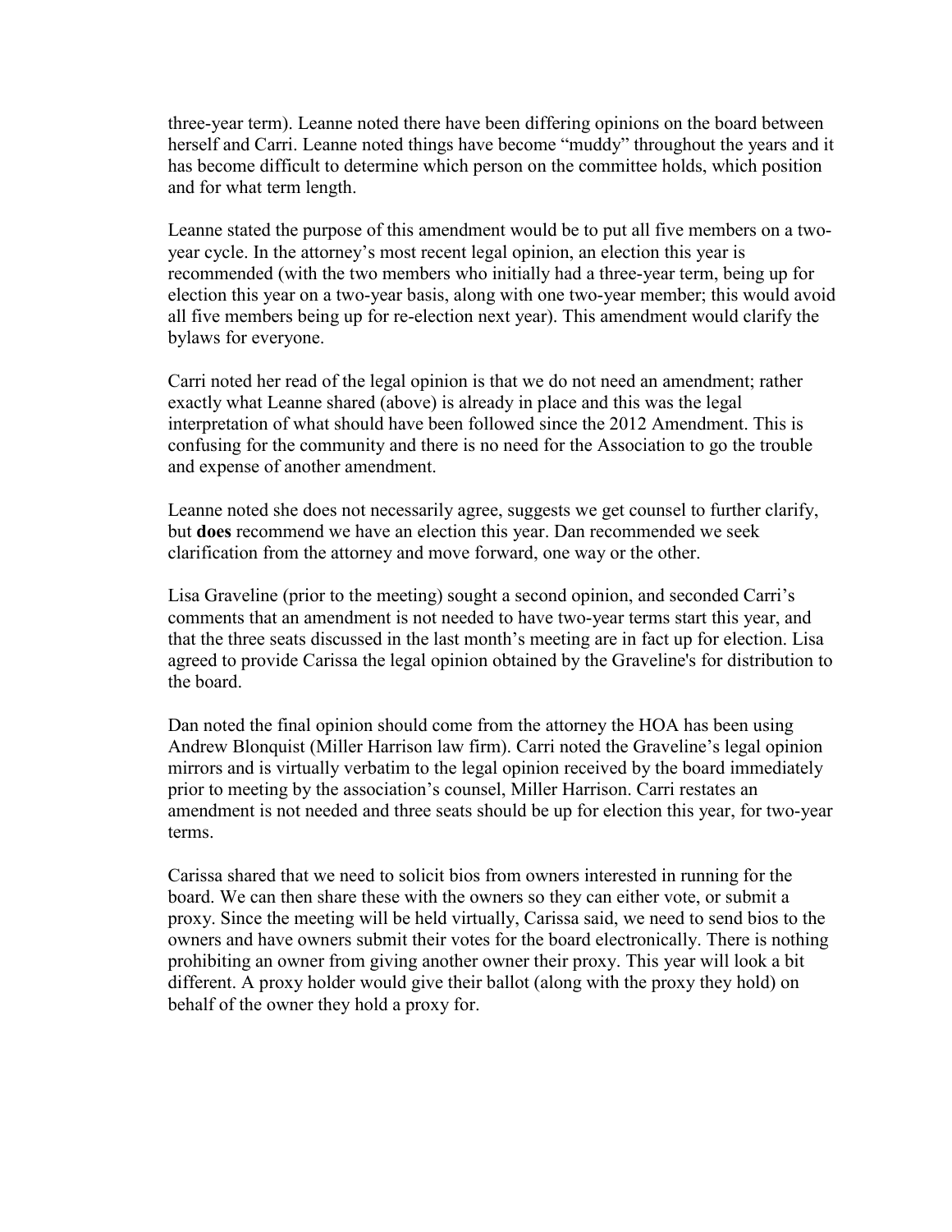three-year term). Leanne noted there have been differing opinions on the board between herself and Carri. Leanne noted things have become "muddy" throughout the years and it has become difficult to determine which person on the committee holds, which position and for what term length.

Leanne stated the purpose of this amendment would be to put all five members on a two-year cycle. In the attorney's most recent legal opinion, an election this year is recommended (with the two members who initially had a three-year term, being up for election this year on a two-year basis, along with one two-year member; this would avoid all five members being up for re-election next year). This amendment would clarify the bylaws for everyone.

Carri noted her read of the legal opinion is that we do not need an amendment; rather exactly what Leanne shared (above) is already in place and this was the legal interpretation of what should have been followed since the 2012 Amendment. This is confusing for the community and there is no need for the Association to go the trouble and expense of another amendment.

Leanne noted she does not necessarily agree, suggests we get counsel to further clarify, but **does** recommend we have an election this year. Dan recommended we seek clarification from the attorney and move forward, one way or the other.

Lisa Graveline (prior to the meeting) sought a second opinion, and seconded Carri's comments that an amendment is not needed to have two-year terms start this year, and that the three seats discussed in the last month's meeting are in fact up for election. Lisa agreed to provide Carissa the legal opinion obtained by the Graveline's for distribution to the board.

Dan noted the final opinion should come from the attorney the HOA has been using Andrew Blonquist (Miller Harrison law firm). Carri noted the Graveline's legal opinion mirrors and is virtually verbatim to the legal opinion received by the board immediately prior to meeting by the association's counsel, Miller Harrison. Carri restates an amendment is not needed and three seats should be up for election this year, for two-year terms.

Carissa shared that we need to solicit bios from owners interested in running for the board. We can then share these with the owners so they can either vote, or submit a proxy. Since the meeting will be held virtually, Carissa said, we need to send bios to the owners and have owners submit their votes for the board electronically. There is nothing prohibiting an owner from giving another owner their proxy. This year will look a bit different. A proxy holder would give their ballot (along with the proxy they hold) on behalf of the owner they hold a proxy for.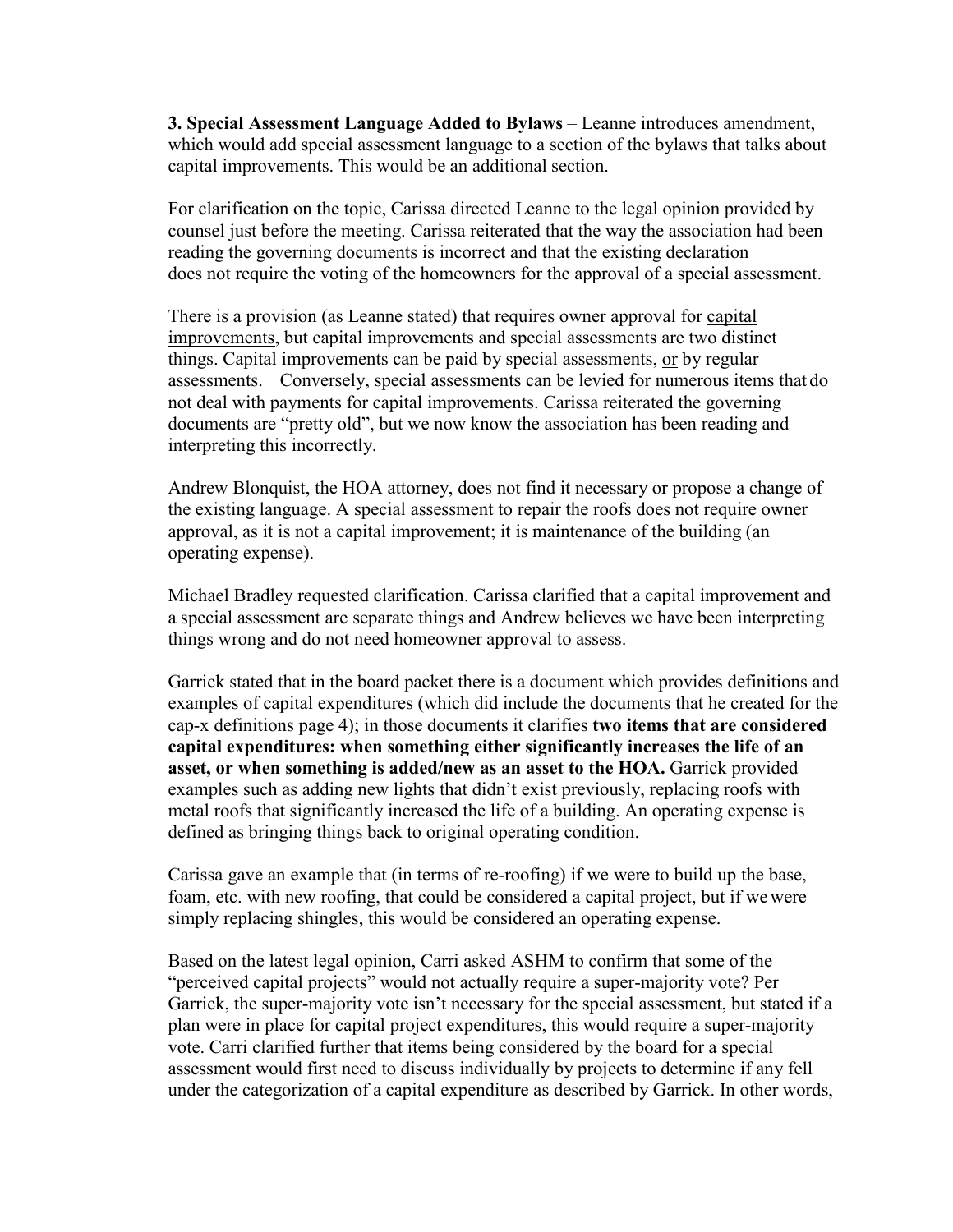**3. Special Assessment Language Added to Bylaws** – Leanne introduces amendment, which would add special assessment language to a section of the bylaws that talks about capital improvements. This would be an additional section.

For clarification on the topic, Carissa directed Leanne to the legal opinion provided by counsel just before the meeting. Carissa reiterated that the way the association had been reading the governing documents is incorrect and that the existing declaration does not require the voting of the homeowners for the approval of a special assessment.

There is a provision (as Leanne stated) that requires owner approval for <u>capital improvements</u>, but capital improvements and special assessments are two distinct things. Capital improvements can be paid by special assessments, <u>or</u> by regular assessments. Conversely, special assessments can be levied for numerous items that do not deal with payments for capital improvements. Carissa reiterated the governing documents are "pretty old", but we now know the association has been reading and interpreting this incorrectly.

Andrew Blonquist, the HOA attorney, does not find it necessary or propose a change of the existing language. A special assessment to repair the roofs does not require owner approval, as it is not a capital improvement; it is maintenance of the building (an operating expense).

Michael Bradley requested clarification. Carissa clarified that a capital improvement and a special assessment are separate things and Andrew believes we have been interpreting things wrong and do not need homeowner approval to assess.

Garrick stated that in the board packet there is a document which provides definitions and examples of capital expenditures (which did include the documents that he created for the cap-x definitions page 4); in those documents it clarifies **two items that are considered capital expenditures: when something either significantly increases the life of an asset, or when something is added/new as an asset to the HOA.** Garrick provided examples such as adding new lights that didn't exist previously, replacing roofs with metal roofs that significantly increased the life of a building. An operating expense is defined as bringing things back to original operating condition.

Carissa gave an example that (in terms of re-roofing) if we were to build up the base, foam, etc. with new roofing, that could be considered a capital project, but if we were simply replacing shingles, this would be considered an operating expense.

Based on the latest legal opinion, Carri asked ASHM to confirm that some of the "perceived capital projects" would not actually require a super-majority vote? Per Garrick, the super-majority vote isn't necessary for the special assessment, but stated if a plan were in place for capital project expenditures, this would require a super-majority vote. Carri clarified further that items being considered by the board for a special assessment would first need to discuss individually by projects to determine if any fell under the categorization of a capital expenditure as described by Garrick. In other words,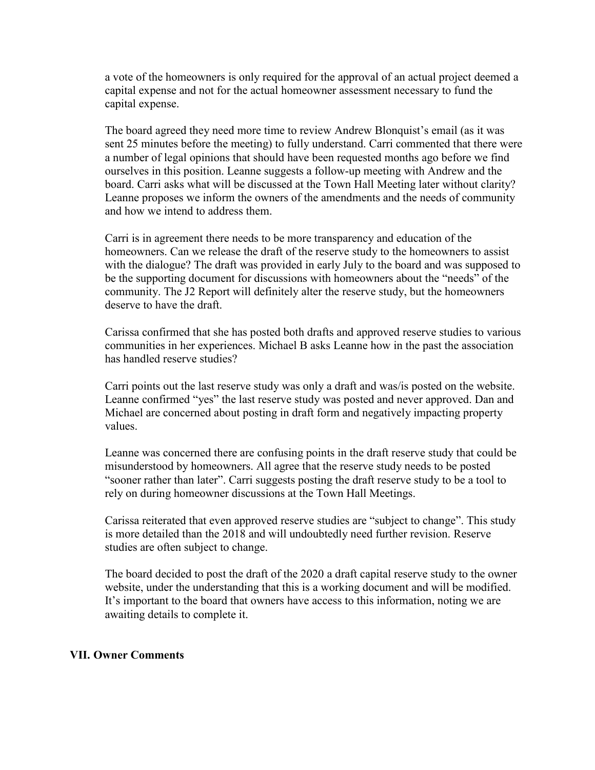a vote of the homeowners is only required for the approval of an actual project deemed a capital expense and not for the actual homeowner assessment necessary to fund the capital expense.

The board agreed they need more time to review Andrew Blonquist's email (as it was sent 25 minutes before the meeting) to fully understand. Carri commented that there were a number of legal opinions that should have been requested months ago before we find ourselves in this position. Leanne suggests a follow-up meeting with Andrew and the board. Carri asks what will be discussed at the Town Hall Meeting later without clarity? Leanne proposes we inform the owners of the amendments and the needs of community and how we intend to address them.

Carri is in agreement there needs to be more transparency and education of the homeowners. Can we release the draft of the reserve study to the homeowners to assist with the dialogue? The draft was provided in early July to the board and was supposed to be the supporting document for discussions with homeowners about the "needs" of the community. The J2 Report will definitely alter the reserve study, but the homeowners deserve to have the draft.

Carissa confirmed that she has posted both drafts and approved reserve studies to various communities in her experiences. Michael B asks Leanne how in the past the association has handled reserve studies?

Carri points out the last reserve study was only a draft and was/is posted on the website. Leanne confirmed "yes" the last reserve study was posted and never approved. Dan and Michael are concerned about posting in draft form and negatively impacting property values.

Leanne was concerned there are confusing points in the draft reserve study that could be misunderstood by homeowners. All agree that the reserve study needs to be posted "sooner rather than later". Carri suggests posting the draft reserve study to be a tool to rely on during homeowner discussions at the Town Hall Meetings.

Carissa reiterated that even approved reserve studies are "subject to change". This study is more detailed than the 2018 and will undoubtedly need further revision. Reserve studies are often subject to change.

The board decided to post the draft of the 2020 a draft capital reserve study to the owner website, under the understanding that this is a working document and will be modified. It's important to the board that owners have access to this information, noting we are awaiting details to complete it.

## VII. Owner Comments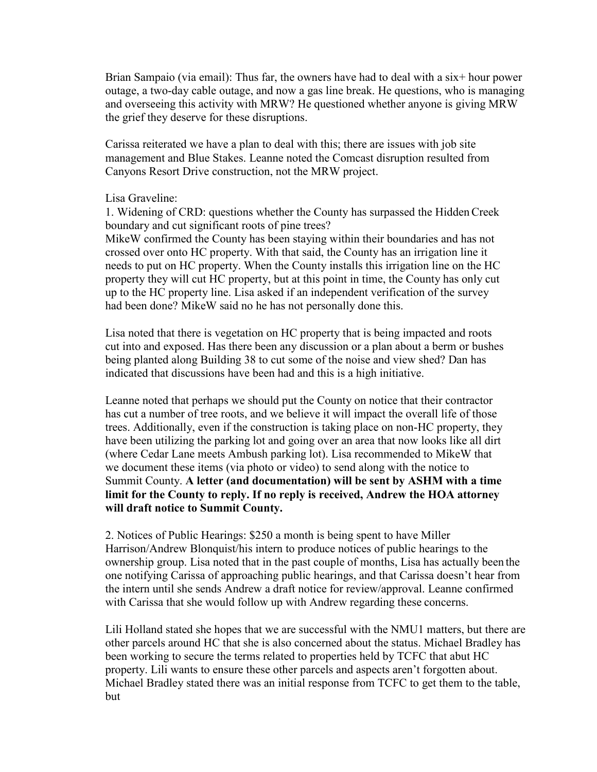Brian Sampaio (via email): Thus far, the owners have had to deal with a six+ hour power outage, a two-day cable outage, and now a gas line break. He questions, who is managing and overseeing this activity with MRW? He questioned whether anyone is giving MRW the grief they deserve for these disruptions.

Carissa reiterated we have a plan to deal with this; there are issues with job site management and Blue Stakes. Leanne noted the Comcast disruption resulted from Canyons Resort Drive construction, not the MRW project.

Lisa Graveline:

1. Widening of CRD: questions whether the County has surpassed the Hidden Creek boundary and cut significant roots of pine trees?

MikeW confirmed the County has been staying within their boundaries and has not crossed over onto HC property. With that said, the County has an irrigation line it needs to put on HC property. When the County installs this irrigation line on the HC property they will cut HC property, but at this point in time, the County has only cut up to the HC property line. Lisa asked if an independent verification of the survey had been done? MikeW said no he has not personally done this.

Lisa noted that there is vegetation on HC property that is being impacted and roots cut into and exposed. Has there been any discussion or a plan about a berm or bushes being planted along Building 38 to cut some of the noise and view shed? Dan has indicated that discussions have been had and this is a high initiative.

Leanne noted that perhaps we should put the County on notice that their contractor has cut a number of tree roots, and we believe it will impact the overall life of those trees. Additionally, even if the construction is taking place on non-HC property, they have been utilizing the parking lot and going over an area that now looks like all dirt (where Cedar Lane meets Ambush parking lot). Lisa recommended to MikeW that we document these items (via photo or video) to send along with the notice to Summit County. **A letter (and documentation) will be sent by ASHM with a time limit for the County to reply. If no reply is received, Andrew the HOA attorney will draft notice to Summit County.**

2. Notices of Public Hearings: $250 a month is being spent to have Miller Harrison/Andrew Blonquist/his intern to produce notices of public hearings to the ownership group. Lisa noted that in the past couple of months, Lisa has actually been the one notifying Carissa of approaching public hearings, and that Carissa doesn't hear from the intern until she sends Andrew a draft notice for review/approval. Leanne confirmed with Carissa that she would follow up with Andrew regarding these concerns.

Lili Holland stated she hopes that we are successful with the NMU1 matters, but there are other parcels around HC that she is also concerned about the status. Michael Bradley has been working to secure the terms related to properties held by TCFC that abut HC property. Lili wants to ensure these other parcels and aspects aren't forgotten about. Michael Bradley stated there was an initial response from TCFC to get them to the table, but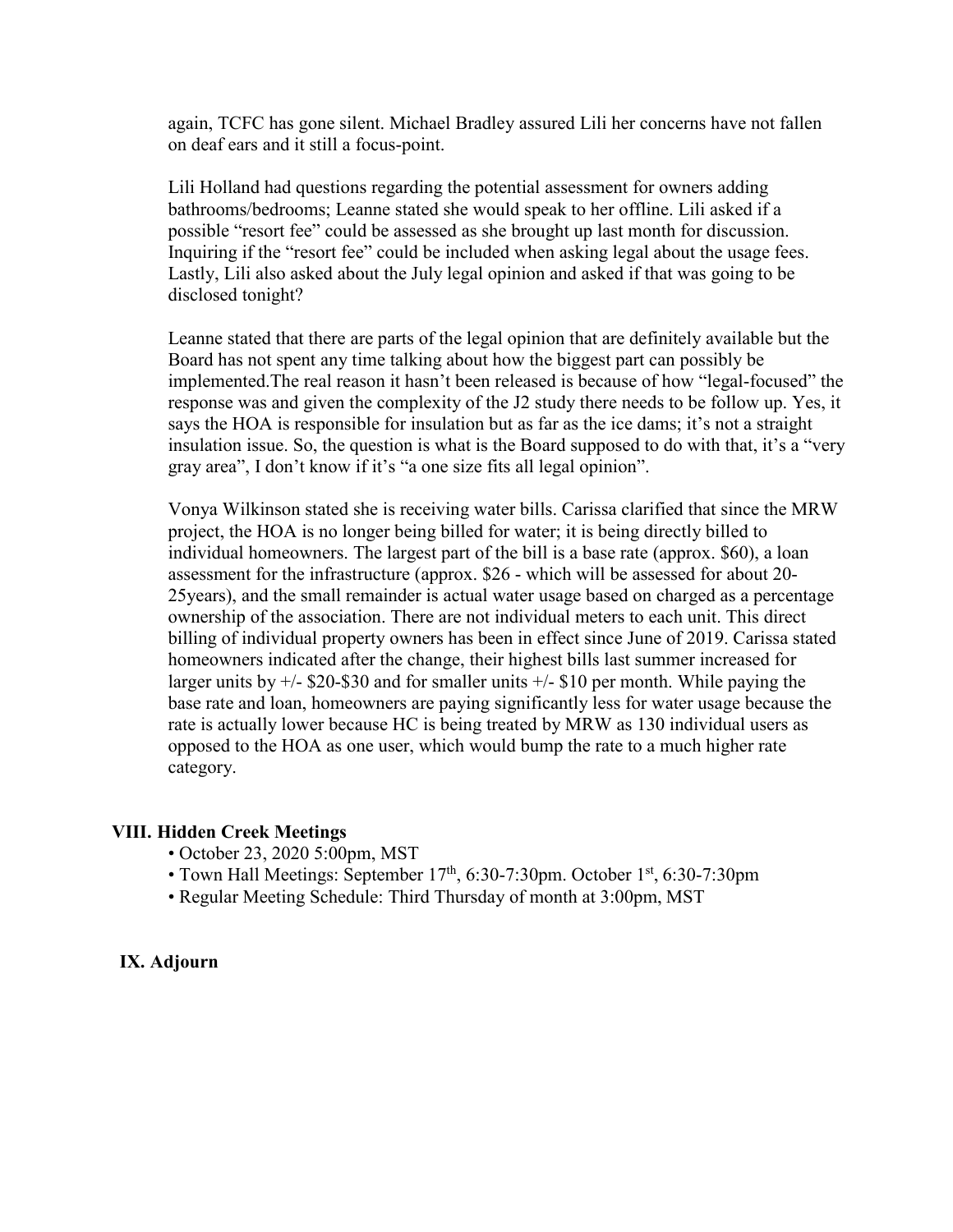again, TCFC has gone silent. Michael Bradley assured Lili her concerns have not fallen on deaf ears and it still a focus-point.

Lili Holland had questions regarding the potential assessment for owners adding bathrooms/bedrooms; Leanne stated she would speak to her offline. Lili asked if a possible "resort fee" could be assessed as she brought up last month for discussion. Inquiring if the "resort fee" could be included when asking legal about the usage fees. Lastly, Lili also asked about the July legal opinion and asked if that was going to be disclosed tonight?

Leanne stated that there are parts of the legal opinion that are definitely available but the Board has not spent any time talking about how the biggest part can possibly be implemented.The real reason it hasn't been released is because of how "legal-focused" the response was and given the complexity of the J2 study there needs to be follow up. Yes, it says the HOA is responsible for insulation but as far as the ice dams; it's not a straight insulation issue. So, the question is what is the Board supposed to do with that, it's a "very gray area", I don't know if it's "a one size fits all legal opinion".

Vonya Wilkinson stated she is receiving water bills. Carissa clarified that since the MRW project, the HOA is no longer being billed for water; it is being directly billed to individual homeowners. The largest part of the bill is a base rate (approx. $60), a loan assessment for the infrastructure (approx. $26 - which will be assessed for about 20-25years), and the small remainder is actual water usage based on charged as a percentage ownership of the association. There are not individual meters to each unit. This direct billing of individual property owners has been in effect since June of 2019. Carissa stated homeowners indicated after the change, their highest bills last summer increased for larger units by +/- $20-$30 and for smaller units +/- $10 per month. While paying the base rate and loan, homeowners are paying significantly less for water usage because the rate is actually lower because HC is being treated by MRW as 130 individual users as opposed to the HOA as one user, which would bump the rate to a much higher rate category.

## VIII. Hidden Creek Meetings

- October 23, 2020 5:00pm, MST
- Town Hall Meetings: September 17th, 6:30-7:30pm. October 1st, 6:30-7:30pm
- Regular Meeting Schedule: Third Thursday of month at 3:00pm, MST

## IX. Adjourn